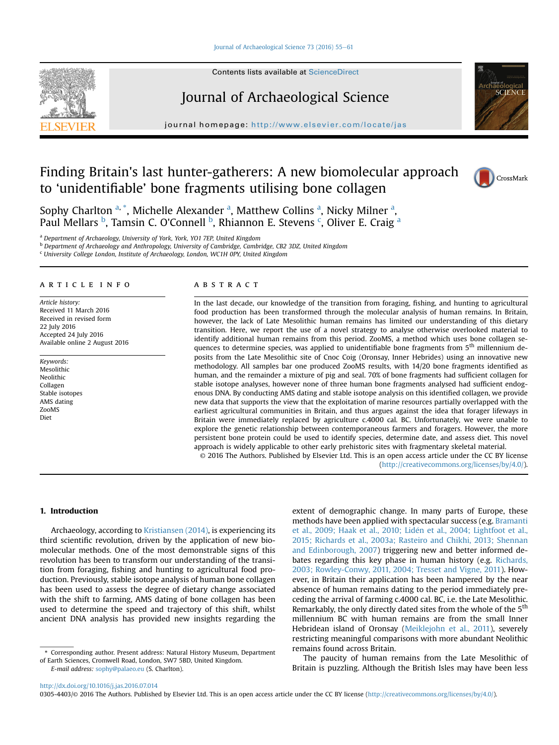# Finding Britain's last hunter-gatherers: A new biomolecular approach to 'unidentifiable' bone fragments utilising bone collagen

Sophy Charlton [a,*], Michelle Alexander [a], Matthew Collins [a], Nicky Milner [a], Paul Mellars [b], Tamsin C. O'Connell [b], Rhiannon E. Stevens [c], Oliver E. Craig [a]

[a] Department of Archaeology, University of York, York, YO1 7EP, United Kingdom
[b] Department of Archaeology and Anthropology, University of Cambridge, Cambridge, CB2 3DZ, United Kingdom
[c] University College London, Institute of Archaeology, London, WC1H 0PY, United Kingdom

## ARTICLE INFO

*Article history:*
Received 11 March 2016
Received in revised form
22 July 2016
Accepted 24 July 2016
Available online 2 August 2016

*Keywords:*
Mesolithic
Neolithic
Collagen
Stable isotopes
AMS dating
ZooMS
Diet

## ABSTRACT

In the last decade, our knowledge of the transition from foraging, fishing, and hunting to agricultural food production has been transformed through the molecular analysis of human remains. In Britain, however, the lack of Late Mesolithic human remains has limited our understanding of this dietary transition. Here, we report the use of a novel strategy to analyse otherwise overlooked material to identify additional human remains from this period. ZooMS, a method which uses bone collagen sequences to determine species, was applied to unidentifiable bone fragments from 5$^{th}$ millennium deposits from the Late Mesolithic site of Cnoc Coig (Oronsay, Inner Hebrides) using an innovative new methodology. All samples bar one produced ZooMS results, with 14/20 bone fragments identified as human, and the remainder a mixture of pig and seal. 70% of bone fragments had sufficient collagen for stable isotope analyses, however none of three human bone fragments analysed had sufficient endogenous DNA. By conducting AMS dating and stable isotope analysis on this identified collagen, we provide new data that supports the view that the exploitation of marine resources partially overlapped with the earliest agricultural communities in Britain, and thus argues against the idea that forager lifeways in Britain were immediately replaced by agriculture c.4000 cal. BC. Unfortunately, we were unable to explore the genetic relationship between contemporaneous farmers and foragers. However, the more persistent bone protein could be used to identify species, determine date, and assess diet. This novel approach is widely applicable to other early prehistoric sites with fragmentary skeletal material.

© 2016 The Authors. Published by Elsevier Ltd. This is an open access article under the CC BY license (http://creativecommons.org/licenses/by/4.0/).

## 1. Introduction

Archaeology, according to Kristiansen (2014), is experiencing its third scientific revolution, driven by the application of new biomolecular methods. One of the most demonstrable signs of this revolution has been to transform our understanding of the transition from foraging, fishing and hunting to agricultural food production. Previously, stable isotope analysis of human bone collagen has been used to assess the degree of dietary change associated with the shift to farming, AMS dating of bone collagen has been used to determine the speed and trajectory of this shift, whilst ancient DNA analysis has provided new insights regarding the extent of demographic change. In many parts of Europe, these methods have been applied with spectacular success (e.g. Bramanti et al., 2009; Haak et al., 2010; Lidén et al., 2004; Lightfoot et al., 2015; Richards et al., 2003a; Rasteiro and Chikhi, 2013; Shennan and Edinborough, 2007) triggering new and better informed debates regarding this key phase in human history (e.g. Richards, 2003; Rowley-Conwy, 2011, 2004; Tresset and Vigne, 2011). However, in Britain their application has been hampered by the near absence of human remains dating to the period immediately preceding the arrival of farming c.4000 cal. BC, i.e. the Late Mesolithic. Remarkably, the only directly dated sites from the whole of the 5$^{th}$ millennium BC with human remains are from the small Inner Hebridean island of Oronsay (Meiklejohn et al., 2011), severely restricting meaningful comparisons with more abundant Neolithic remains found across Britain.

The paucity of human remains from the Late Mesolithic of Britain is puzzling. Although the British Isles may have been less

* Corresponding author. Present address: Natural History Museum, Department of Earth Sciences, Cromwell Road, London, SW7 5BD, United Kingdom.
*E-mail address:* sophy@palaeo.eu (S. Charlton).

http://dx.doi.org/10.1016/j.jas.2016.07.014
0305-4403/© 2016 The Authors. Published by Elsevier Ltd. This is an open access article under the CC BY license (http://creativecommons.org/licenses/by/4.0/).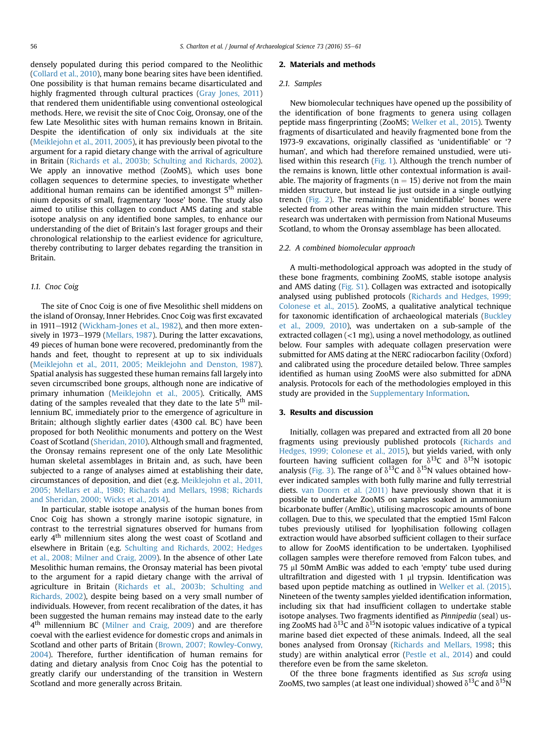densely populated during this period compared to the Neolithic (Collard et al., 2010), many bone bearing sites have been identified. One possibility is that human remains became disarticulated and highly fragmented through cultural practices (Gray Jones, 2011) that rendered them unidentifiable using conventional osteological methods. Here, we revisit the site of Cnoc Coig, Oronsay, one of the few Late Mesolithic sites with human remains known in Britain. Despite the identification of only six individuals at the site (Meiklejohn et al., 2011, 2005), it has previously been pivotal to the argument for a rapid dietary change with the arrival of agriculture in Britain (Richards et al., 2003b; Schulting and Richards, 2002). We apply an innovative method (ZooMS), which uses bone collagen sequences to determine species, to investigate whether additional human remains can be identified amongst 5th millennium deposits of small, fragmentary 'loose' bone. The study also aimed to utilise this collagen to conduct AMS dating and stable isotope analysis on any identified bone samples, to enhance our understanding of the diet of Britain's last forager groups and their chronological relationship to the earliest evidence for agriculture, thereby contributing to larger debates regarding the transition in Britain.

### 1.1. Cnoc Coig

The site of Cnoc Coig is one of five Mesolithic shell middens on the island of Oronsay, Inner Hebrides. Cnoc Coig was first excavated in 1911–1912 (Wickham-Jones et al., 1982), and then more extensively in 1973–1979 (Mellars, 1987). During the latter excavations, 49 pieces of human bone were recovered, predominantly from the hands and feet, thought to represent at up to six individuals (Meiklejohn et al., 2011, 2005; Meiklejohn and Denston, 1987). Spatial analysis has suggested these human remains fall largely into seven circumscribed bone groups, although none are indicative of primary inhumation (Meiklejohn et al., 2005). Critically, AMS dating of the samples revealed that they date to the late 5th millennium BC, immediately prior to the emergence of agriculture in Britain; although slightly earlier dates (4300 cal. BC) have been proposed for both Neolithic monuments and pottery on the West Coast of Scotland (Sheridan, 2010). Although small and fragmented, the Oronsay remains represent one of the only Late Mesolithic human skeletal assemblages in Britain and, as such, have been subjected to a range of analyses aimed at establishing their date, circumstances of deposition, and diet (e.g. Meiklejohn et al., 2011, 2005; Mellars et al., 1980; Richards and Mellars, 1998; Richards and Sheridan, 2000; Wicks et al., 2014).

In particular, stable isotope analysis of the human bones from Cnoc Coig has shown a strongly marine isotopic signature, in contrast to the terrestrial signatures observed for humans from early 4th millennium sites along the west coast of Scotland and elsewhere in Britain (e.g. Schulting and Richards, 2002; Hedges et al., 2008; Milner and Craig, 2009). In the absence of other Late Mesolithic human remains, the Oronsay material has been pivotal to the argument for a rapid dietary change with the arrival of agriculture in Britain (Richards et al., 2003b; Schulting and Richards, 2002), despite being based on a very small number of individuals. However, from recent recalibration of the dates, it has been suggested the human remains may instead date to the early 4th millennium BC (Milner and Craig, 2009) and are therefore coeval with the earliest evidence for domestic crops and animals in Scotland and other parts of Britain (Brown, 2007; Rowley-Conwy, 2004). Therefore, further identification of human remains for dating and dietary analysis from Cnoc Coig has the potential to greatly clarify our understanding of the transition in Western Scotland and more generally across Britain.

## 2. Materials and methods

### 2.1. Samples

New biomolecular techniques have opened up the possibility of the identification of bone fragments to genera using collagen peptide mass fingerprinting (ZooMS; Welker et al., 2015). Twenty fragments of disarticulated and heavily fragmented bone from the 1973-9 excavations, originally classified as 'unidentifiable' or '? human', and which had therefore remained unstudied, were utilised within this research (Fig. 1). Although the trench number of the remains is known, little other contextual information is available. The majority of fragments ($n = 15$) derive not from the main midden structure, but instead lie just outside in a single outlying trench (Fig. 2). The remaining five 'unidentifiable' bones were selected from other areas within the main midden structure. This research was undertaken with permission from National Museums Scotland, to whom the Oronsay assemblage has been allocated.

### 2.2. A combined biomolecular approach

A multi-methodological approach was adopted in the study of these bone fragments, combining ZooMS, stable isotope analysis and AMS dating (Fig. S1). Collagen was extracted and isotopically analysed using published protocols (Richards and Hedges, 1999; Colonese et al., 2015). ZooMS, a qualitative analytical technique for taxonomic identification of archaeological materials (Buckley et al., 2009, 2010), was undertaken on a sub-sample of the extracted collagen (<1 mg), using a novel methodology, as outlined below. Four samples with adequate collagen preservation were submitted for AMS dating at the NERC radiocarbon facility (Oxford) and calibrated using the procedure detailed below. Three samples identified as human using ZooMS were also submitted for aDNA analysis. Protocols for each of the methodologies employed in this study are provided in the Supplementary Information.

## 3. Results and discussion

Initially, collagen was prepared and extracted from all 20 bone fragments using previously published protocols (Richards and Hedges, 1999; Colonese et al., 2015), but yields varied, with only fourteen having sufficient collagen for $\delta^{13}C$ and $\delta^{15}N$ isotopic analysis (Fig. 3). The range of $\delta^{13}C$ and $\delta^{15}N$ values obtained however indicated samples with both fully marine and fully terrestrial diets. van Doorn et al. (2011) have previously shown that it is possible to undertake ZooMS on samples soaked in ammonium bicarbonate buffer (AmBic), utilising macroscopic amounts of bone collagen. Due to this, we speculated that the emptied 15ml Falcon tubes previously utilised for lyophilisation following collagen extraction would have absorbed sufficient collagen to their surface to allow for ZooMS identification to be undertaken. Lyophilised collagen samples were therefore removed from Falcon tubes, and 75 μl 50mM AmBic was added to each 'empty' tube used during ultrafiltration and digested with 1 μl trypsin. Identification was based upon peptide matching as outlined in Welker et al. (2015). Nineteen of the twenty samples yielded identification information, including six that had insufficient collagen to undertake stable isotope analyses. Two fragments identified as *Pinnipedia* (seal) using ZooMS had $\delta^{13}C$ and $\delta^{15}N$ isotopic values indicative of a typical marine based diet expected of these animals. Indeed, all the seal bones analysed from Oronsay (Richards and Mellars, 1998; this study) are within analytical error (Pestle et al., 2014) and could therefore even be from the same skeleton.

Of the three bone fragments identified as *Sus scrofa* using ZooMS, two samples (at least one individual) showed $\delta^{13}C$ and $\delta^{15}N$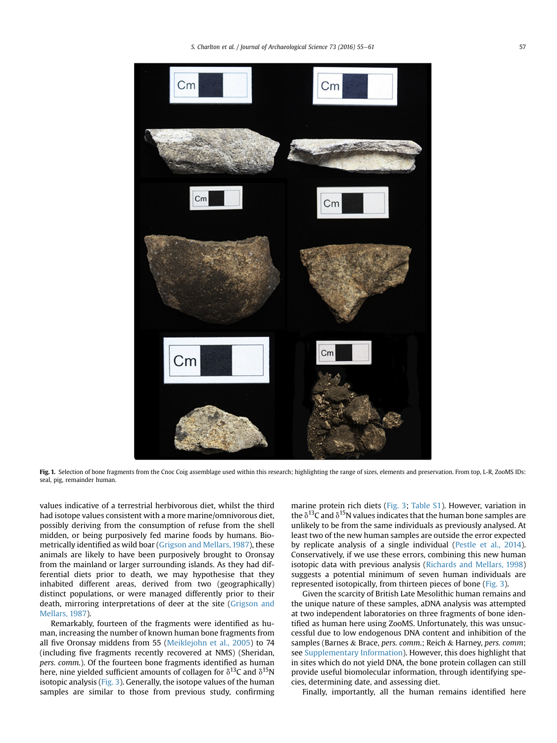Fig. 1. Selection of bone fragments from the Cnoc Coig assemblage used within this research; highlighting the range of sizes, elements and preservation. From top, L-R, ZooMS IDs: seal, pig, remainder human.

values indicative of a terrestrial herbivorous diet, whilst the third had isotope values consistent with a more marine/omnivorous diet, possibly deriving from the consumption of refuse from the shell midden, or being purposively fed marine foods by humans. Biometrically identified as wild boar (Grigson and Mellars, 1987), these animals are likely to have been purposively brought to Oronsay from the mainland or larger surrounding islands. As they had differential diets prior to death, we may hypothesise that they inhabited different areas, derived from two (geographically) distinct populations, or were managed differently prior to their death, mirroring interpretations of deer at the site (Grigson and Mellars, 1987).

Remarkably, fourteen of the fragments were identified as human, increasing the number of known human bone fragments from all five Oronsay middens from 55 (Meiklejohn et al., 2005) to 74 (including five fragments recently recovered at NMS) (Sheridan, *pers. comm.*). Of the fourteen bone fragments identified as human here, nine yielded sufficient amounts of collagen for $\delta^{13}$C and $\delta^{15}$N isotopic analysis (Fig. 3). Generally, the isotope values of the human samples are similar to those from previous study, confirming marine protein rich diets (Fig. 3; Table S1). However, variation in the $\delta^{13}$C and $\delta^{15}$N values indicates that the human bone samples are unlikely to be from the same individuals as previously analysed. At least two of the new human samples are outside the error expected by replicate analysis of a single individual (Pestle et al., 2014). Conservatively, if we use these errors, combining this new human isotopic data with previous analysis (Richards and Mellars, 1998) suggests a potential minimum of seven human individuals are represented isotopically, from thirteen pieces of bone (Fig. 3).

Given the scarcity of British Late Mesolithic human remains and the unique nature of these samples, aDNA analysis was attempted at two independent laboratories on three fragments of bone identified as human here using ZooMS. Unfortunately, this was unsuccessful due to low endogenous DNA content and inhibition of the samples (Barnes & Brace, *pers. comm.*; Reich & Harney, *pers. comm*; see Supplementary Information). However, this does highlight that in sites which do not yield DNA, the bone protein collagen can still provide useful biomolecular information, through identifying species, determining date, and assessing diet.

Finally, importantly, all the human remains identified here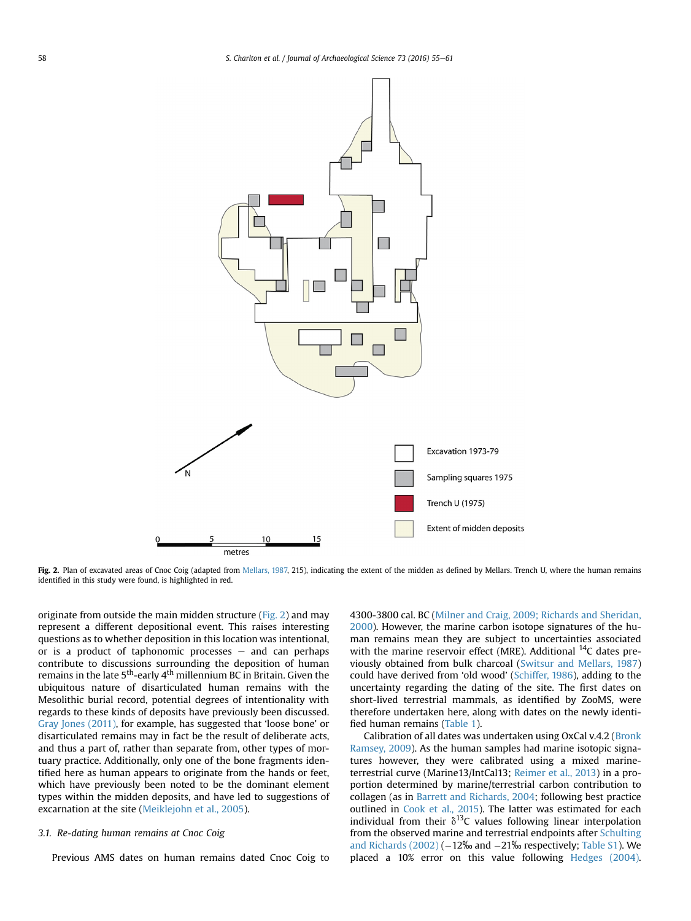**Fig. 2.** Plan of excavated areas of Cnoc Coig (adapted from Mellars, 1987, 215), indicating the extent of the midden as defined by Mellars. Trench U, where the human remains identified in this study were found, is highlighted in red.

originate from outside the main midden structure (Fig. 2) and may represent a different depositional event. This raises interesting questions as to whether deposition in this location was intentional, or is a product of taphonomic processes – and can perhaps contribute to discussions surrounding the deposition of human remains in the late 5th-early 4th millennium BC in Britain. Given the ubiquitous nature of disarticulated human remains with the Mesolithic burial record, potential degrees of intentionality with regards to these kinds of deposits have previously been discussed. Gray Jones (2011), for example, has suggested that 'loose bone' or disarticulated remains may in fact be the result of deliberate acts, and thus a part of, rather than separate from, other types of mortuary practice. Additionally, only one of the bone fragments identified here as human appears to originate from the hands or feet, which have previously been noted to be the dominant element types within the midden deposits, and have led to suggestions of excarnation at the site (Meiklejohn et al., 2005).

### 3.1. Re-dating human remains at Cnoc Coig

Previous AMS dates on human remains dated Cnoc Coig to 4300-3800 cal. BC (Milner and Craig, 2009; Richards and Sheridan, 2000). However, the marine carbon isotope signatures of the human remains mean they are subject to uncertainties associated with the marine reservoir effect (MRE). Additional $^{14}$C dates previously obtained from bulk charcoal (Switsur and Mellars, 1987) could have derived from 'old wood' (Schiffer, 1986), adding to the uncertainty regarding the dating of the site. The first dates on short-lived terrestrial mammals, as identified by ZooMS, were therefore undertaken here, along with dates on the newly identified human remains (Table 1).

Calibration of all dates was undertaken using OxCal v.4.2 (Bronk Ramsey, 2009). As the human samples had marine isotopic signatures however, they were calibrated using a mixed marine-terrestrial curve (Marine13/IntCal13; Reimer et al., 2013) in a proportion determined by marine/terrestrial carbon contribution to collagen (as in Barrett and Richards, 2004; following best practice outlined in Cook et al., 2015). The latter was estimated for each individual from their $\delta^{13}$C values following linear interpolation from the observed marine and terrestrial endpoints after Schulting and Richards (2002) (−12‰ and −21‰ respectively; Table S1). We placed a 10% error on this value following Hedges (2004).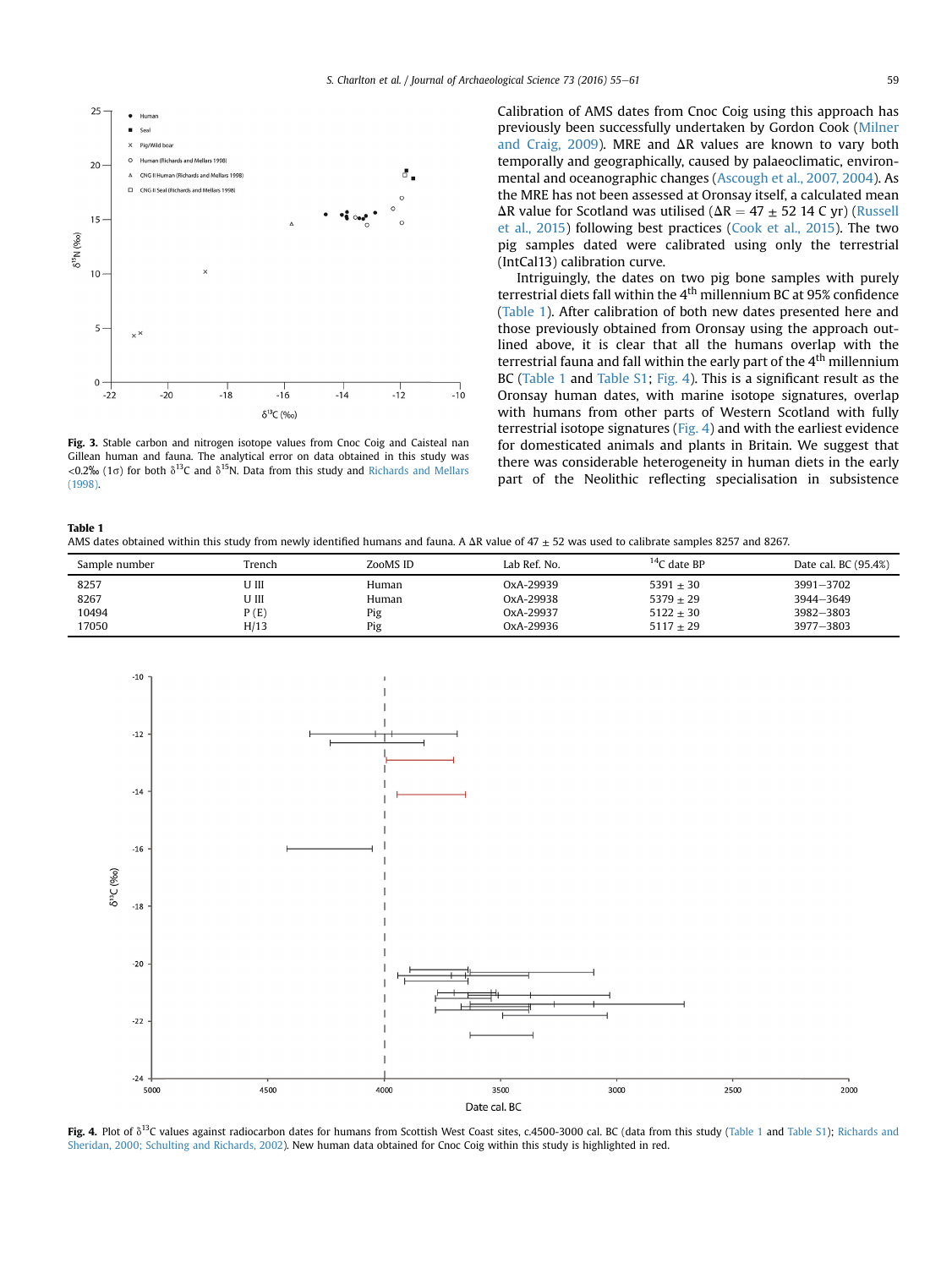**Fig. 3.** Stable carbon and nitrogen isotope values from Cnoc Coig and Caisteal nan Gillean human and fauna. The analytical error on data obtained in this study was <0.2‰ (1σ) for both $\delta^{13}C$ and $\delta^{15}N$. Data from this study and Richards and Mellars (1998).

Calibration of AMS dates from Cnoc Coig using this approach has previously been successfully undertaken by Gordon Cook (Milner and Craig, 2009). MRE and ΔR values are known to vary both temporally and geographically, caused by palaeoclimatic, environmental and oceanographic changes (Ascough et al., 2007, 2004). As the MRE has not been assessed at Oronsay itself, a calculated mean ΔR value for Scotland was utilised (ΔR = 47 ± 52 14 C yr) (Russell et al., 2015) following best practices (Cook et al., 2015). The two pig samples dated were calibrated using only the terrestrial (IntCal13) calibration curve.

Intriguingly, the dates on two pig bone samples with purely terrestrial diets fall within the 4th millennium BC at 95% confidence (Table 1). After calibration of both new dates presented here and those previously obtained from Oronsay using the approach outlined above, it is clear that all the humans overlap with the terrestrial fauna and fall within the early part of the 4th millennium BC (Table 1 and Table S1; Fig. 4). This is a significant result as the Oronsay human dates, with marine isotope signatures, overlap with humans from other parts of Western Scotland with fully terrestrial isotope signatures (Fig. 4) and with the earliest evidence for domesticated animals and plants in Britain. We suggest that there was considerable heterogeneity in human diets in the early part of the Neolithic reflecting specialisation in subsistence

**Table 1**
AMS dates obtained within this study from newly identified humans and fauna. A ΔR value of 47 ± 52 was used to calibrate samples 8257 and 8267.

| Sample number | Trench | ZooMS ID | Lab Ref. No. | $^{14}C$ date BP | Date cal. BC (95.4%) |
|---|---|---|---|---|---|
| 8257 | U III | Human | OxA-29939 | 5391 ± 30 | 3991–3702 |
| 8267 | U III | Human | OxA-29938 | 5379 ± 29 | 3944–3649 |
| 10494 | P (E) | Pig | OxA-29937 | 5122 ± 30 | 3982–3803 |
| 17050 | H/13 | Pig | OxA-29936 | 5117 ± 29 | 3977–3803 |

**Fig. 4.** Plot of $\delta^{13}C$ values against radiocarbon dates for humans from Scottish West Coast sites, c.4500-3000 cal. BC (data from this study (Table 1 and Table S1); Richards and Sheridan, 2000; Schulting and Richards, 2002). New human data obtained for Cnoc Coig within this study is highlighted in red.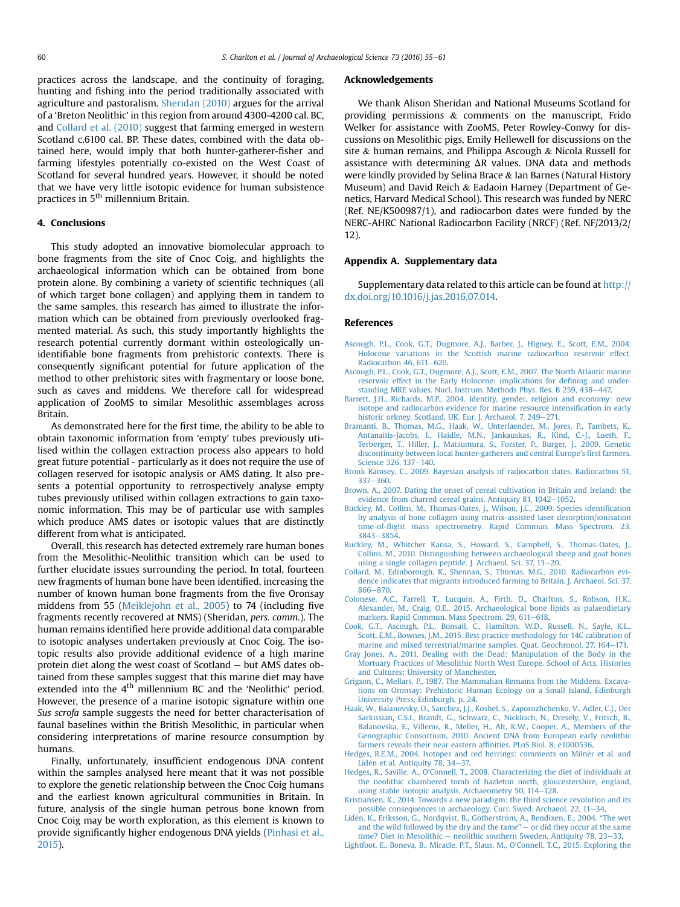practices across the landscape, and the continuity of foraging, hunting and fishing into the period traditionally associated with agriculture and pastoralism. Sheridan (2010) argues for the arrival of a 'Breton Neolithic' in this region from around 4300-4200 cal. BC, and Collard et al. (2010) suggest that farming emerged in western Scotland c.6100 cal. BP. These dates, combined with the data obtained here, would imply that both hunter-gatherer-fisher and farming lifestyles potentially co-existed on the West Coast of Scotland for several hundred years. However, it should be noted that we have very little isotopic evidence for human subsistence practices in 5[th] millennium Britain.

## 4. Conclusions

This study adopted an innovative biomolecular approach to bone fragments from the site of Cnoc Coig, and highlights the archaeological information which can be obtained from bone protein alone. By combining a variety of scientific techniques (all of which target bone collagen) and applying them in tandem to the same samples, this research has aimed to illustrate the information which can be obtained from previously overlooked fragmented material. As such, this study importantly highlights the research potential currently dormant within osteologically unidentifiable bone fragments from prehistoric contexts. There is consequently significant potential for future application of the method to other prehistoric sites with fragmentary or loose bone, such as caves and middens. We therefore call for widespread application of ZooMS to similar Mesolithic assemblages across Britain.

As demonstrated here for the first time, the ability to be able to obtain taxonomic information from 'empty' tubes previously utilised within the collagen extraction process also appears to hold great future potential - particularly as it does not require the use of collagen reserved for isotopic analysis or AMS dating. It also presents a potential opportunity to retrospectively analyse empty tubes previously utilised within collagen extractions to gain taxonomic information. This may be of particular use with samples which produce AMS dates or isotopic values that are distinctly different from what is anticipated.

Overall, this research has detected extremely rare human bones from the Mesolithic-Neolithic transition which can be used to further elucidate issues surrounding the period. In total, fourteen new fragments of human bone have been identified, increasing the number of known human bone fragments from the five Oronsay middens from 55 (Meiklejohn et al., 2005) to 74 (including five fragments recently recovered at NMS) (Sheridan, *pers. comm.*). The human remains identified here provide additional data comparable to isotopic analyses undertaken previously at Cnoc Coig. The isotopic results also provide additional evidence of a high marine protein diet along the west coast of Scotland — but AMS dates obtained from these samples suggest that this marine diet may have extended into the 4[th] millennium BC and the 'Neolithic' period. However, the presence of a marine isotopic signature within one *Sus scrofa* sample suggests the need for better characterisation of faunal baselines within the British Mesolithic, in particular when considering interpretations of marine resource consumption by humans.

Finally, unfortunately, insufficient endogenous DNA content within the samples analysed here meant that it was not possible to explore the genetic relationship between the Cnoc Coig humans and the earliest known agricultural communities in Britain. In future, analysis of the single human petrous bone known from Cnoc Coig may be worth exploration, as this element is known to provide significantly higher endogenous DNA yields (Pinhasi et al., 2015).

## Acknowledgements

We thank Alison Sheridan and National Museums Scotland for providing permissions & comments on the manuscript, Frido Welker for assistance with ZooMS, Peter Rowley-Conwy for discussions on Mesolithic pigs, Emily Hellewell for discussions on the site & human remains, and Philippa Ascough & Nicola Russell for assistance with determining ΔR values. DNA data and methods were kindly provided by Selina Brace & Ian Barnes (Natural History Museum) and David Reich & Eadaoin Harney (Department of Genetics, Harvard Medical School). This research was funded by NERC (Ref. NE/K500987/1), and radiocarbon dates were funded by the NERC-AHRC National Radiocarbon Facility (NRCF) (Ref. NF/2013/2/12).

## Appendix A. Supplementary data

Supplementary data related to this article can be found at http://dx.doi.org/10.1016/j.jas.2016.07.014.

## References

Ascough, P.L., Cook, G.T., Dugmore, A.J., Barber, J., Higney, E., Scott, E.M., 2004. Holocene variations in the Scottish marine radiocarbon reservoir effect. Radiocarbon 46, 611–620.

Ascough, P.L., Cook, G.T., Dugmore, A.J., Scott, E.M., 2007. The North Atlantic marine reservoir effect in the Early Holocene: implications for defining and understanding MRE values. Nucl. Instrum. Methods Phys. Res. B 259, 438–447.

Barrett, J.H., Richards, M.P., 2004. Identity, gender, religion and economy: new isotope and radiocarbon evidence for marine resource intensification in early historic orkney, Scotland, UK. Eur. J. Archaeol. 7, 249–271.

Bramanti, B., Thomas, M.G., Haak, W., Unterlaender, M., Jores, P., Tambets, K., Antanaitis-Jacobs, I., Haidle, M.N., Jankauskas, R., Kind, C.-J., Lueth, F., Terberger, T., Hiller, J., Matsumura, S., Forster, P., Burger, J., 2009. Genetic discontinuity between local hunter-gatherers and central Europe's first farmers. Science 326, 137–140.

Bronk Ramsey, C., 2009. Bayesian analysis of radiocarbon dates. Radiocarbon 51, 337–360.

Brown, A., 2007. Dating the onset of cereal cultivation in Britain and Ireland: the evidence from charred cereal grains. Antiquity 81, 1042–1052.

Buckley, M., Collins, M., Thomas-Oates, J., Wilson, J.C., 2009. Species identification by analysis of bone collagen using matrix-assisted laser desorption/ionisation time-of-flight mass spectrometry. Rapid Commun. Mass Spectrom. 23, 3843–3854.

Buckley, M., Whitcher Kansa, S., Howard, S., Campbell, S., Thomas-Oates, J., Collins, M., 2010. Distinguishing between archaeological sheep and goat bones using a single collagen peptide. J. Archaeol. Sci. 37, 13–20.

Collard, M., Edinborough, K., Shennan, S., Thomas, M.G., 2010. Radiocarbon evidence indicates that migrants introduced farming to Britain. J. Archaeol. Sci. 37, 866–870.

Colonese, A.C., Farrell, T., Lucquin, A., Firth, D., Charlton, S., Robson, H.K., Alexander, M., Craig, O.E., 2015. Archaeological bone lipids as palaeodietary markers. Rapid Commun. Mass Spectrom. 29, 611–618.

Cook, G.T., Ascough, P.L., Bonsall, C., Hamilton, W.D., Russell, N., Sayle, K.L., Scott, E.M., Bownes, J.M., 2015. Best practice methodology for 14C calibration of marine and mixed terrestrial/marine samples. Quat. Geochronol. 27, 164–171.

Gray Jones, A., 2011. Dealing with the Dead: Manipulation of the Body in the Mortuary Practices of Mesolithic North West Europe. School of Arts, Histories and Cultures; University of Manchester.

Grigson, C., Mellars, P., 1987. The Mammalian Remains from the Middens. Excavations on Oronsay: Prehistoric Human Ecology on a Small Island. Edinburgh University Press, Edinburgh, p. 24.

Haak, W., Balanovsky, O., Sanchez, J.J., Koshel, S., Zaporozhchenko, V., Adler, C.J., Der Sarkissian, C.S.I., Brandt, G., Schwarz, C., Nicklisch, N., Dresely, V., Fritsch, B., Balanovska, E., Villems, R., Meller, H., Alt, K.W., Cooper, A., Members of the Genographic Consortium, 2010. Ancient DNA from European early neolithic farmers reveals their near eastern affinities. PLoS Biol. 8, e1000536.

Hedges, R.E.M., 2004. Isotopes and red herrings: comments on Milner et al. and Lidén et al. Antiquity 78, 34–37.

Hedges, R., Saville, A., O'Connell, T., 2008. Characterizing the diet of individuals at the neolithic chambered tomb of hazleton north, gloucestershire, england, using stable isotopic analysis. Archaeometry 50, 114–128.

Kristiansen, K., 2014. Towards a new paradigm: the third science revolution and its possible consequences in archaeology. Curr. Swed. Archaeol. 22, 11–34.

Lidén, K., Eriksson, G., Nordqvist, B., Götherström, A., Bendixen, E., 2004. "The wet and the wild followed by the dry and the tame" — or did they occur at the same time? Diet in Mesolithic — neolithic southern Sweden. Antiquity 78, 23–33.

Lightfoot, E., Boneva, B., Miracle, P.T., Šlaus, M., O'Connell, T.C., 2015. Exploring the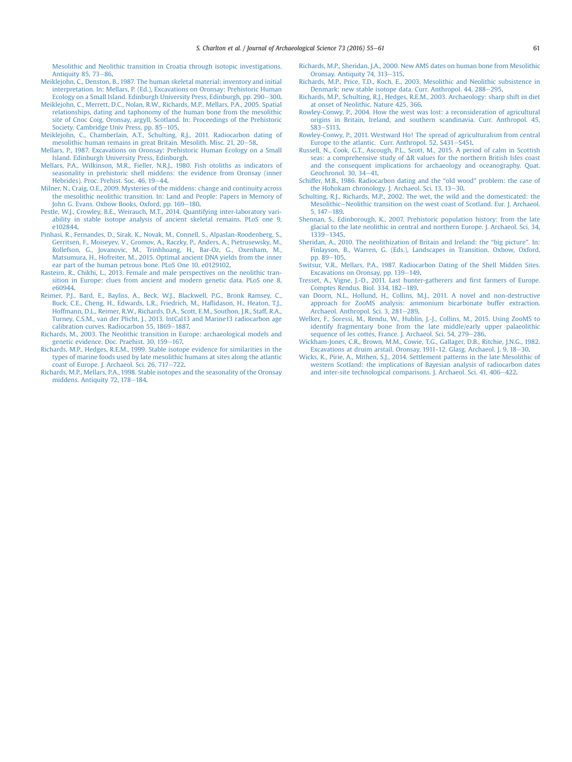Mesolithic and Neolithic transition in Croatia through isotopic investigations. Antiquity 85, 73–86.

Meiklejohn, C., Denston, B., 1987. The human skeletal material: inventory and initial interpretation. In: Mellars, P. (Ed.), Excavations on Oronsay: Prehistoric Human Ecology on a Small Island. Edinburgh University Press, Edinburgh, pp. 290–300.

Meiklejohn, C., Merrett, D.C., Nolan, R.W., Richards, M.P., Mellars, P.A., 2005. Spatial relationships, dating and taphonomy of the human bone from the mesolithic site of Cnoc Coig, Oronsay, argyll, Scotland. In: Proceedings of the Prehistoric Society. Cambridge Univ Press, pp. 85–105.

Meiklejohn, C., Chamberlain, A.T., Schulting, R.J., 2011. Radiocarbon dating of mesolithic human remains in great Britain. Mesolith. Misc. 21, 20–58.

Mellars, P., 1987. Excavations on Oronsay: Prehistoric Human Ecology on a Small Island. Edinburgh University Press, Edinburgh.

Mellars, P.A., Wilkinson, M.R., Fieller, N.R.J., 1980. Fish otoliths as indicators of seasonality in prehistoric shell middens: the evidence from Oronsay (inner Hebrides). Proc. Prehist. Soc. 46, 19–44.

Milner, N., Craig, O.E., 2009. Mysteries of the middens: change and continuity across the mesolithic neolithic transition. In: Land and People: Papers in Memory of John G. Evans. Oxbow Books, Oxford, pp. 169–180.

Pestle, W.J., Crowley, B.E., Weirauch, M.T., 2014. Quantifying inter-laboratory variability in stable isotope analysis of ancient skeletal remains. PLoS one 9, e102844.

Pinhasi, R., Fernandes, D., Sirak, K., Novak, M., Connell, S., Alpaslan-Roodenberg, S., Gerritsen, F., Moiseyev, V., Gromov, A., Raczky, P., Anders, A., Pietrusewsky, M., Rollefson, G., Jovanovic, M., Trinhhoang, H., Bar-Oz, G., Oxenham, M., Matsumura, H., Hofreiter, M., 2015. Optimal ancient DNA yields from the inner ear part of the human petrous bone. PLoS One 10, e0129102.

Rasteiro, R., Chikhi, L., 2013. Female and male perspectives on the neolithic transition in Europe: clues from ancient and modern genetic data. PLoS one 8, e60944.

Reimer, P.J., Bard, E., Bayliss, A., Beck, W.J., Blackwell, P.G., Bronk Ramsey, C., Buck, C.E., Cheng, H., Edwards, L.R., Friedrich, M., Haflidason, H., Heaton, T.J., Hoffmann, D.L., Reimer, R.W., Richards, D.A., Scott, E.M., Southon, J.R., Staff, R.A., Turney, C.S.M., van der Plicht, J., 2013. IntCal13 and Marine13 radiocarbon age calibration curves. Radiocarbon 55, 1869–1887.

Richards, M., 2003. The Neolithic transition in Europe: archaeological models and genetic evidence. Doc. Praehist. 30, 159–167.

Richards, M.P., Hedges, R.E.M., 1999. Stable isotope evidence for similarities in the types of marine foods used by late mesolithic humans at sites along the atlantic coast of Europe. J. Archaeol. Sci. 26, 717–722.

Richards, M.P., Mellars, P.A., 1998. Stable isotopes and the seasonality of the Oronsay middens. Antiquity 72, 178–184.

Richards, M.P., Sheridan, J.A., 2000. New AMS dates on human bone from Mesolithic Oronsay. Antiquity 74, 313–315.

Richards, M.P., Price, T.D., Koch, E., 2003. Mesolithic and Neolithic subsistence in Denmark: new stable isotope data. Curr. Anthropol. 44, 288–295.

Richards, M.P., Schulting, R.J., Hedges, R.E.M., 2003. Archaeology: sharp shift in diet at onset of Neolithic. Nature 425, 366.

Rowley-Conwy, P., 2004. How the west was lost: a reconsideration of agricultural origins in Britain, Ireland, and southern scandinavia. Curr. Anthropol. 45, S83–S113.

Rowley-Conwy, P., 2011. Westward Ho! The spread of agriculturalism from central Europe to the atlantic. Curr. Anthropol. 52, S431–S451.

Russell, N., Cook, G.T., Ascough, P.L., Scott, M., 2015. A period of calm in Scottish seas: a comprehensive study of ΔR values for the northern British Isles coast and the consequent implications for archaeology and oceanography. Quat. Geochronol. 30, 34–41.

Schiffer, M.B., 1986. Radiocarbon dating and the "old wood" problem: the case of the Hohokam chronology. J. Archaeol. Sci. 13, 13–30.

Schulting, R.J., Richards, M.P., 2002. The wet, the wild and the domesticated: the Mesolithic–Neolithic transition on the west coast of Scotland. Eur. J. Archaeol. 5, 147–189.

Shennan, S., Edinborough, K., 2007. Prehistoric population history: from the late glacial to the late neolithic in central and northern Europe. J. Archaeol. Sci. 34, 1339–1345.

Sheridan, A., 2010. The neolithization of Britain and Ireland: the "big picture". In: Finlayson, B., Warren, G. (Eds.), Landscapes in Transition. Oxbow, Oxford, pp. 89–105.

Switsur, V.R., Mellars, P.A., 1987. Radiocarbon Dating of the Shell Midden Sites. Excavations on Oronsay, pp. 139–149.

Tresset, A., Vigne, J.-D., 2011. Last hunter-gatherers and first farmers of Europe. Comptes Rendus. Biol. 334, 182–189.

van Doorn, N.L., Hollund, H., Collins, M.J., 2011. A novel and non-destructive approach for ZooMS analysis: ammonium bicarbonate buffer extraction. Archaeol. Anthropol. Sci. 3, 281–289.

Welker, F., Soressi, M., Rendu, W., Hublin, J.-J., Collins, M., 2015. Using ZooMS to identify fragmentary bone from the late middle/early upper palaeolithic sequence of les cottés, France. J. Archaeol. Sci. 54, 279–286.

Wickham-Jones, C.R., Brown, M.M., Cowie, T.G., Gallager, D.B., Ritchie, J.N.G., 1982. Excavations at druim arstail, Oronsay, 1911-12. Glasg. Archaeol. J. 9, 18–30.

Wicks, K., Pirie, A., Mithen, S.J., 2014. Settlement patterns in the late Mesolithic of western Scotland: the implications of Bayesian analysis of radiocarbon dates and inter-site technological comparisons. J. Archaeol. Sci. 41, 406–422.